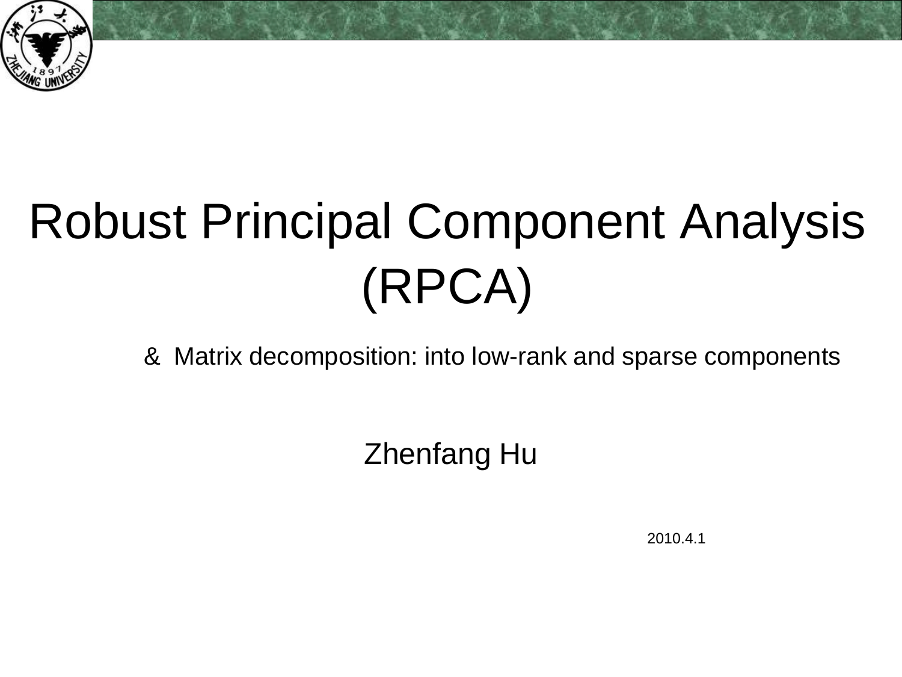# Robust Principal Component Analysis (RPCA)

& Matrix decomposition: into low-rank and sparse components

Zhenfang Hu

2010.4.1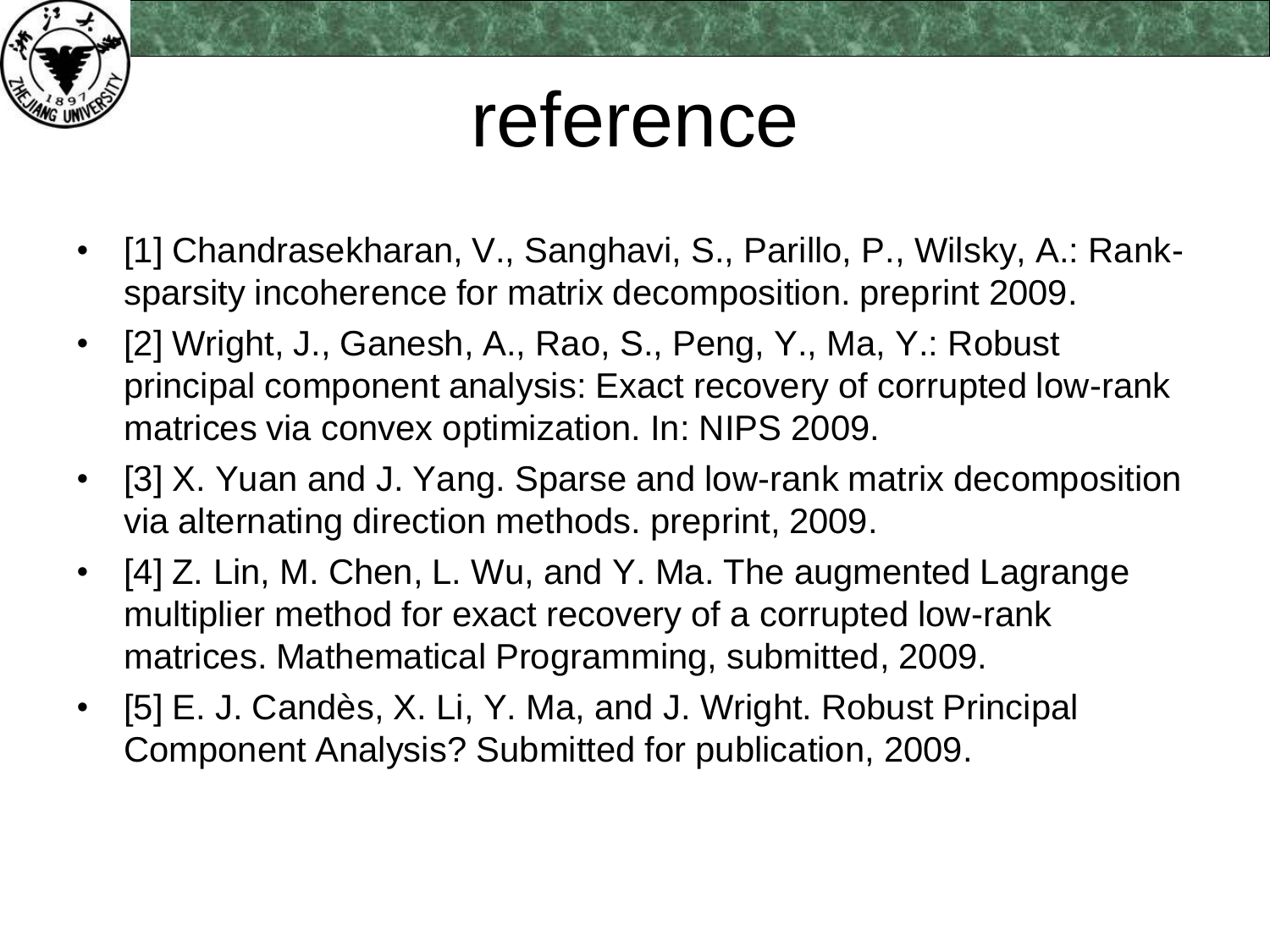# reference

- [1] Chandrasekharan, V., Sanghavi, S., Parillo, P., Wilsky, A.: Rank-sparsity incoherence for matrix decomposition. preprint 2009.
- [2] Wright, J., Ganesh, A., Rao, S., Peng, Y., Ma, Y.: Robust principal component analysis: Exact recovery of corrupted low-rank matrices via convex optimization. In: NIPS 2009.
- [3] X. Yuan and J. Yang. Sparse and low-rank matrix decomposition via alternating direction methods. preprint, 2009.
- [4] Z. Lin, M. Chen, L. Wu, and Y. Ma. The augmented Lagrange multiplier method for exact recovery of a corrupted low-rank matrices. Mathematical Programming, submitted, 2009.
- [5] E. J. Candès, X. Li, Y. Ma, and J. Wright. Robust Principal Component Analysis? Submitted for publication, 2009.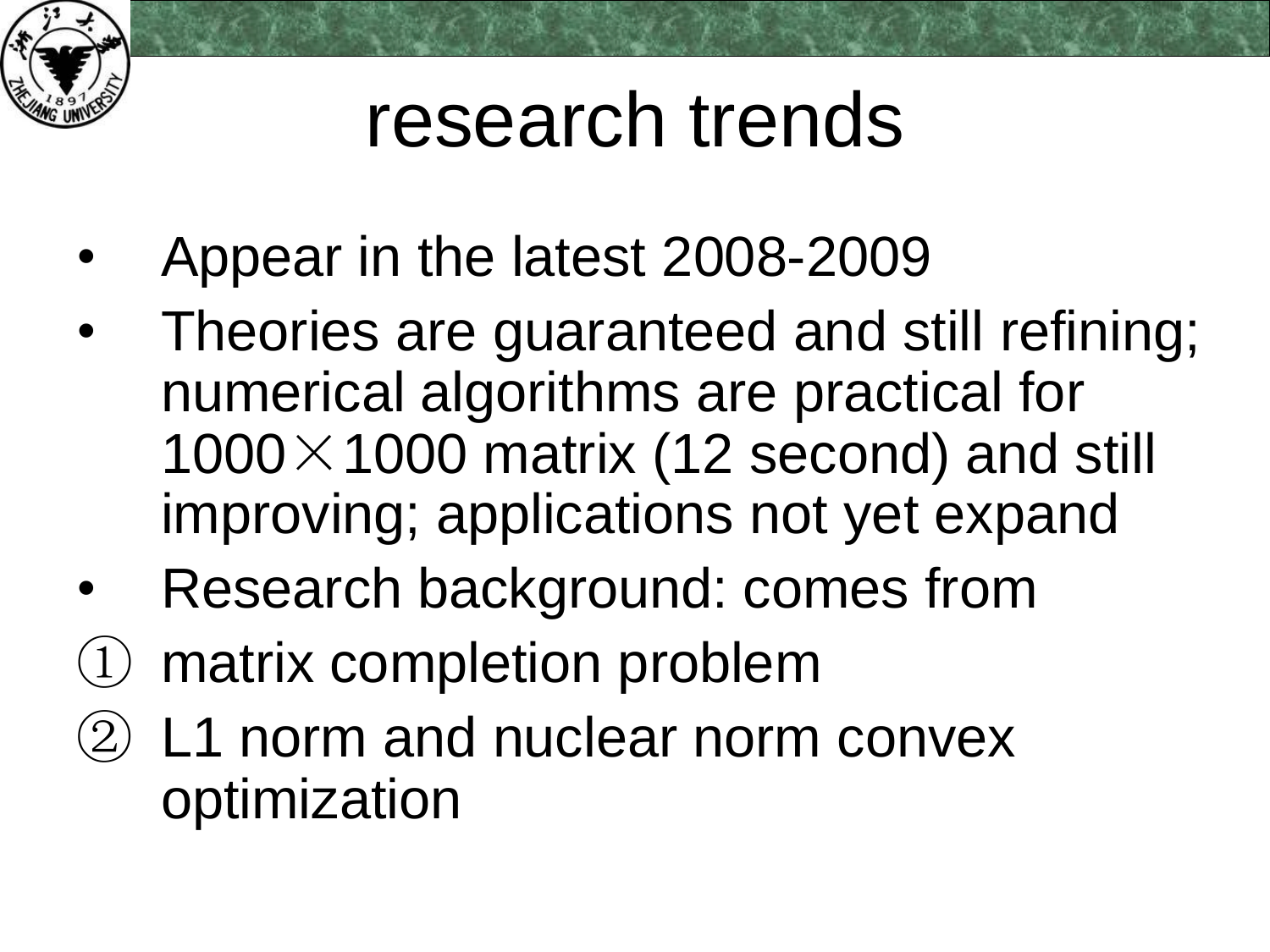# research trends

- Appear in the latest 2008-2009
- Theories are guaranteed and still refining; numerical algorithms are practical for 1000×1000 matrix (12 second) and still improving; applications not yet expand
- Research background: comes from

① matrix completion problem

② L1 norm and nuclear norm convex optimization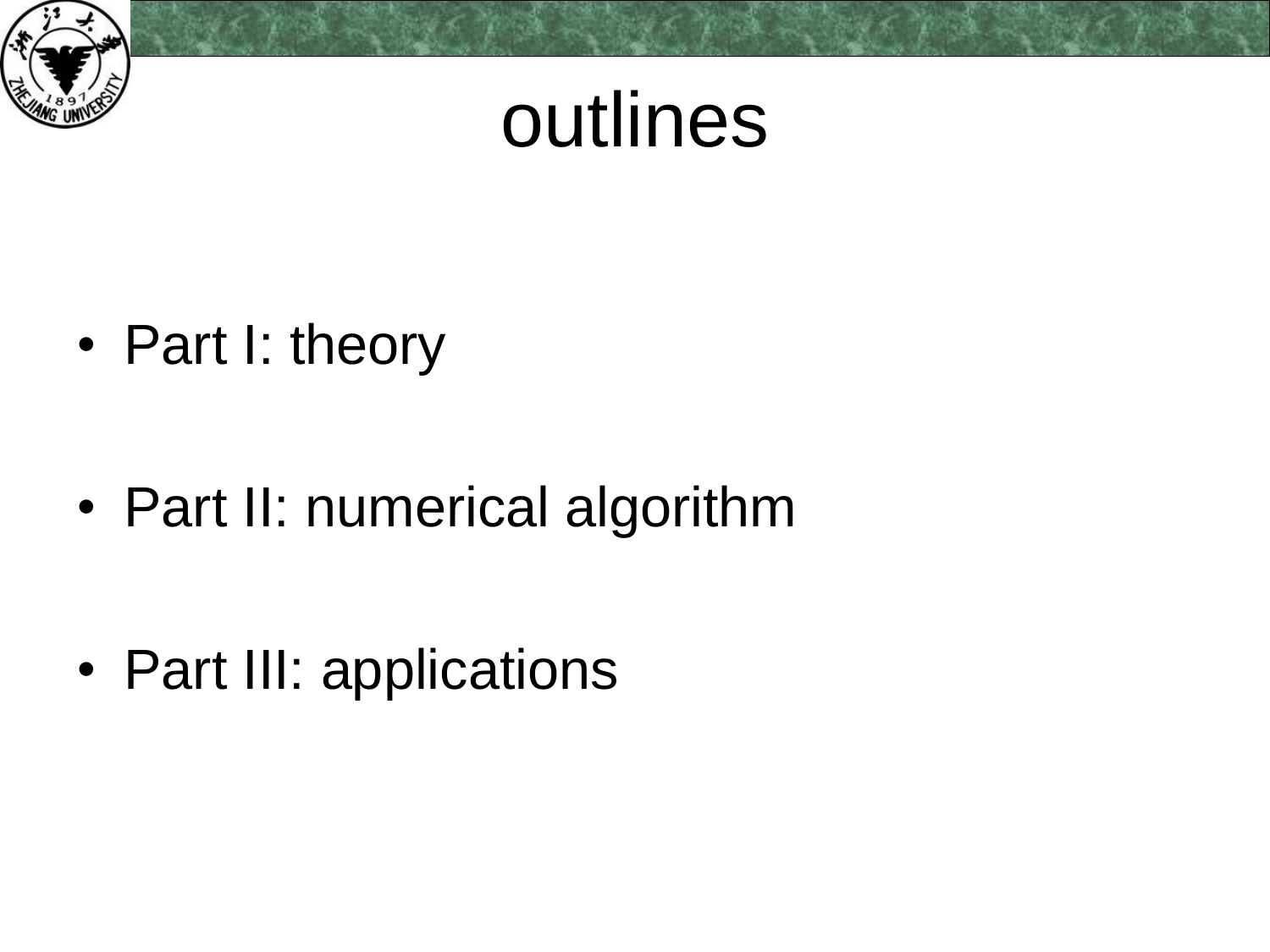# outlines

- Part I: theory
- Part II: numerical algorithm
- Part III: applications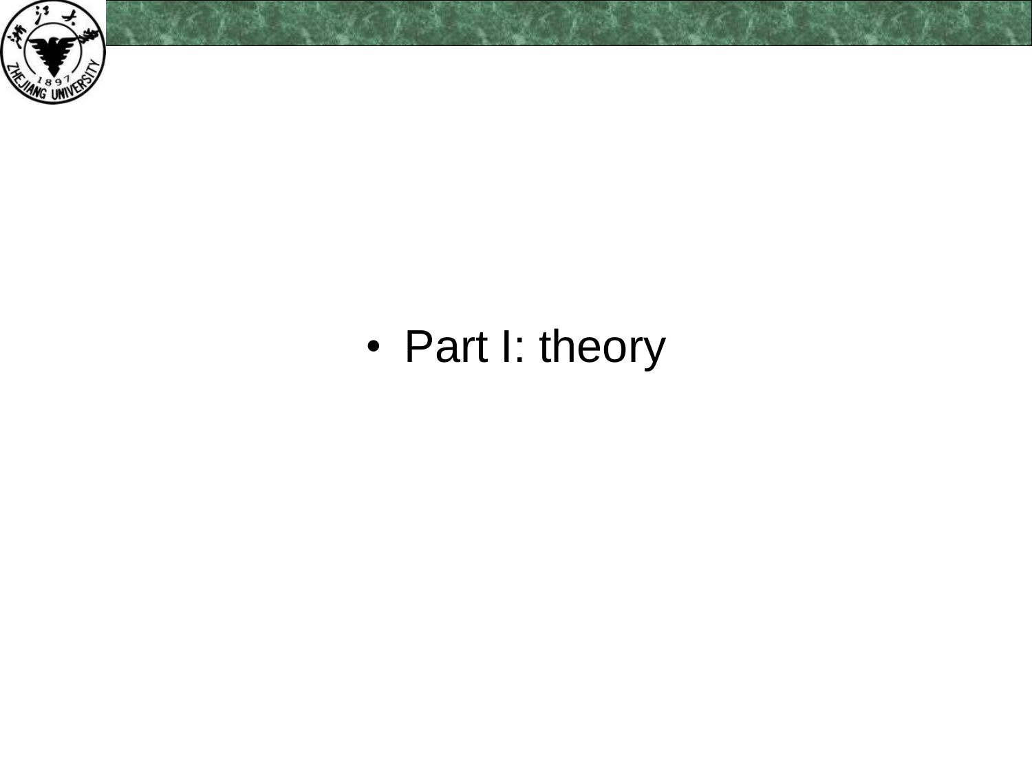- Part I: theory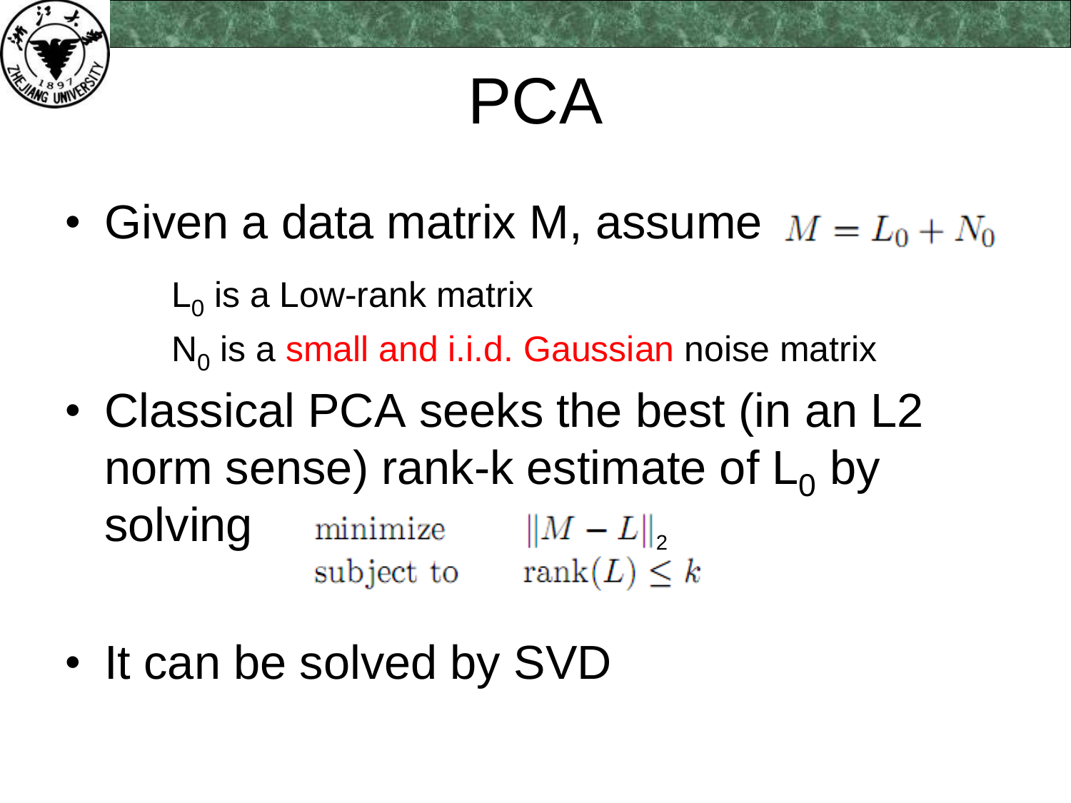# PCA

- Given a data matrix M, assume $M = L_0 + N_0$

  $L_0$ is a Low-rank matrix

  $N_0$ is a small and i.i.d. Gaussian noise matrix

- Classical PCA seeks the best (in an L2 norm sense) rank-k estimate of $L_0$ by solving

$$
\begin{array}{ll}
\text{minimize} & \|M - L\|_2 \\
\text{subject to} & \operatorname{rank}(L) \leq k
\end{array}
$$

- It can be solved by SVD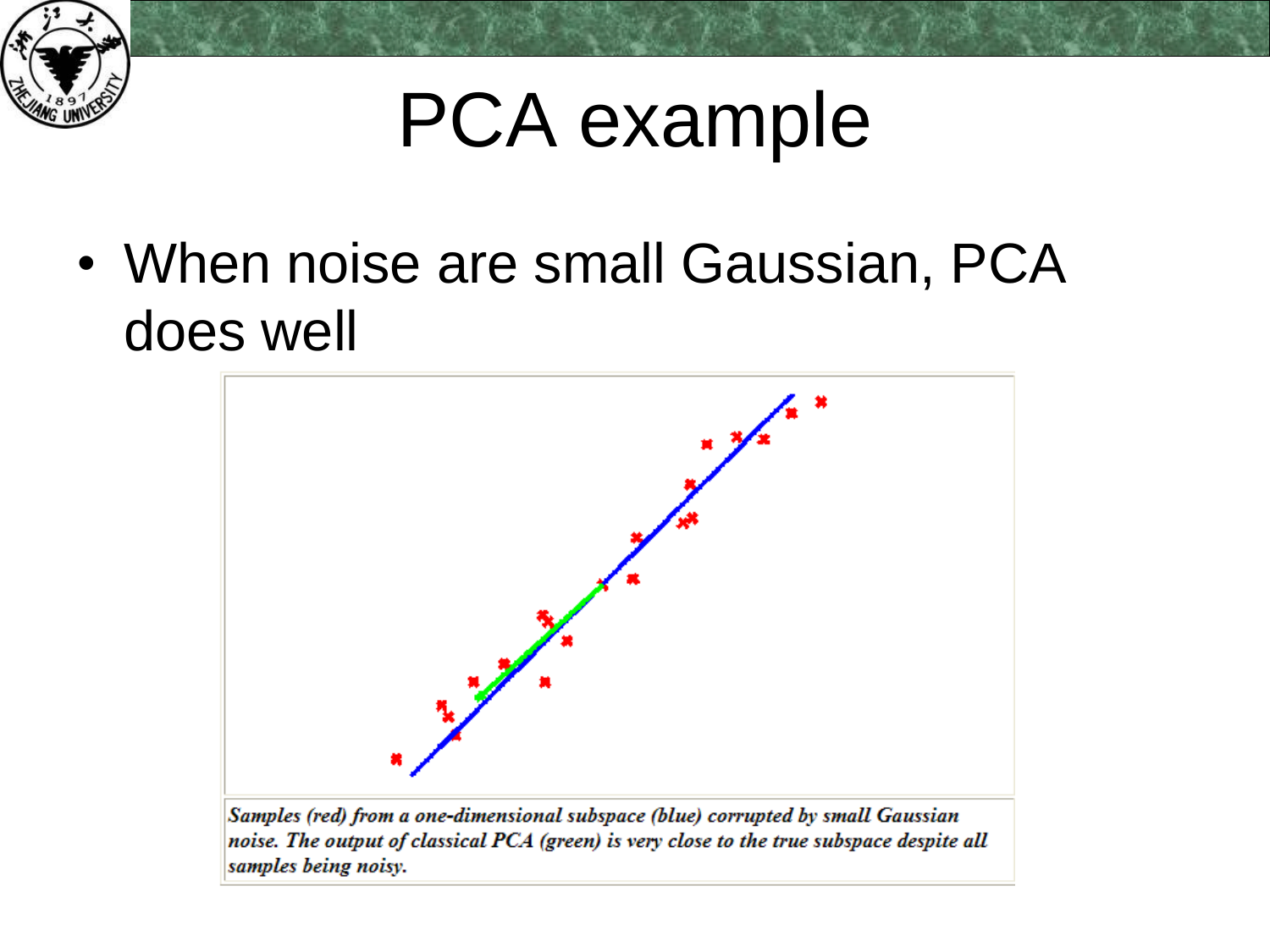# PCA example

- When noise are small Gaussian, PCA does well

*Samples (red) from a one-dimensional subspace (blue) corrupted by small Gaussian noise. The output of classical PCA (green) is very close to the true subspace despite all samples being noisy.*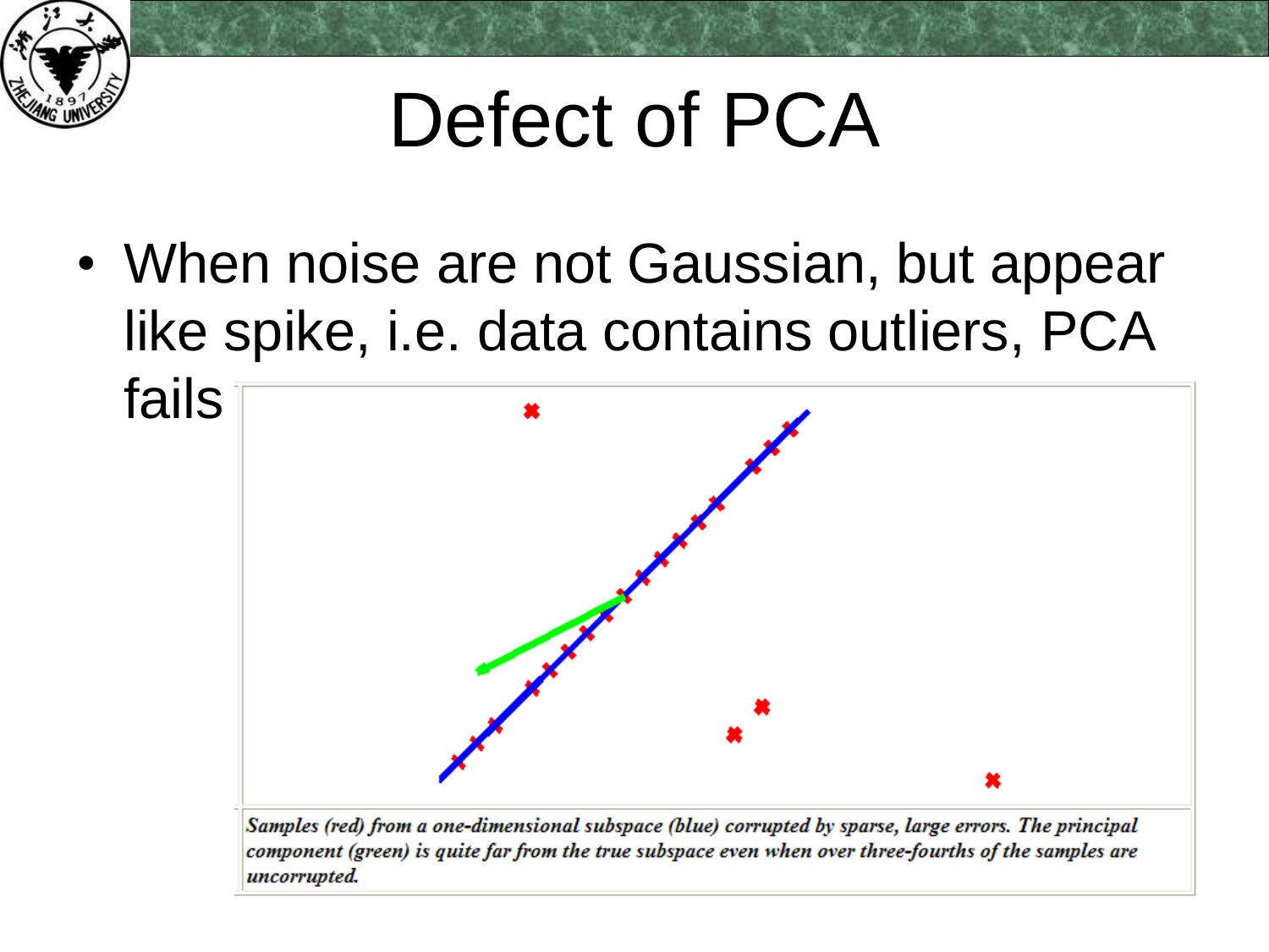# Defect of PCA

- When noise are not Gaussian, but appear like spike, i.e. data contains outliers, PCA fails

*Samples (red) from a one-dimensional subspace (blue) corrupted by sparse, large errors. The principal component (green) is quite far from the true subspace even when over three-fourths of the samples are uncorrupted.*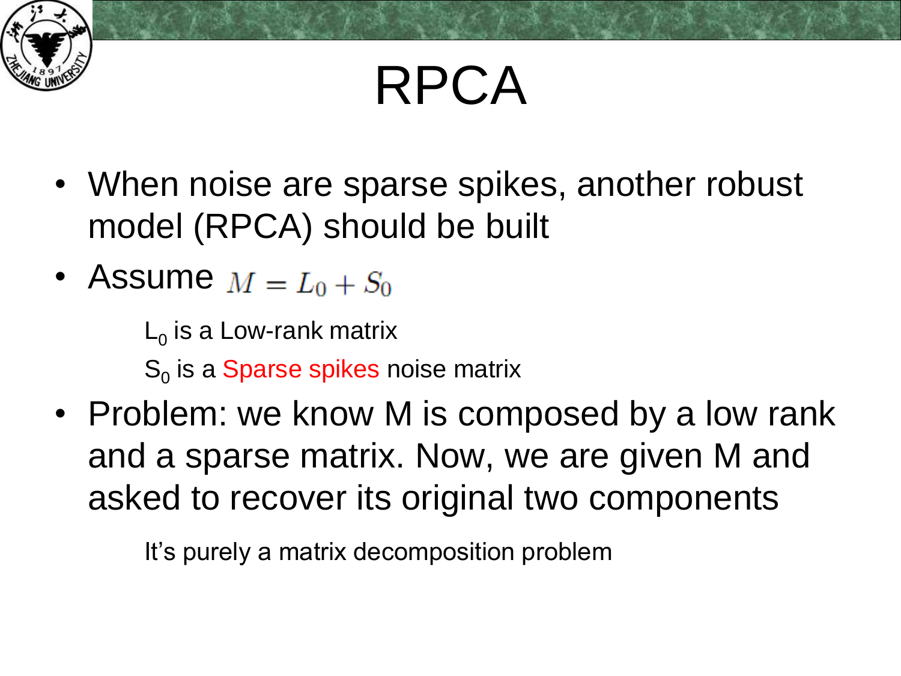# RPCA

- When noise are sparse spikes, another robust model (RPCA) should be built
- Assume $M = L_0 + S_0$

  $L_0$ is a Low-rank matrix

  $S_0$ is a Sparse spikes noise matrix

- Problem: we know M is composed by a low rank and a sparse matrix. Now, we are given M and asked to recover its original two components

  It's purely a matrix decomposition problem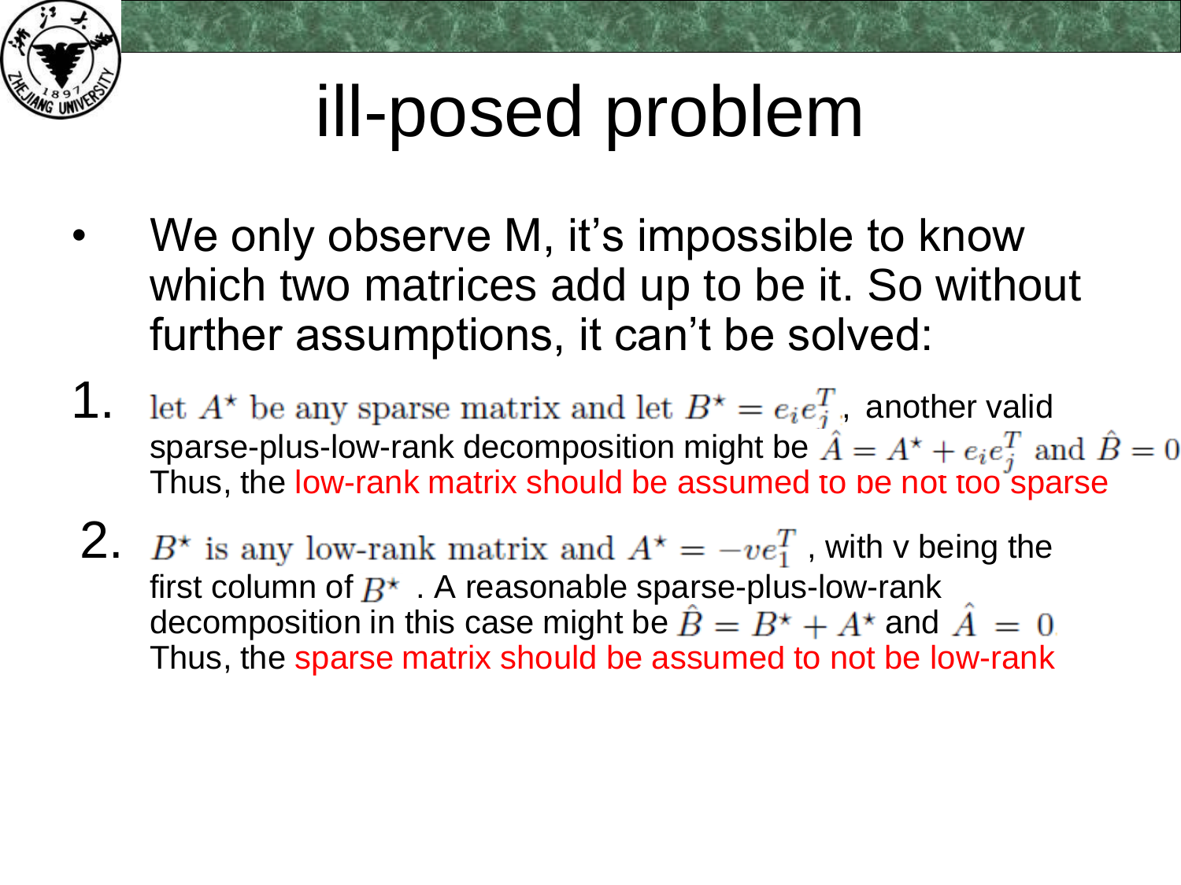# ill-posed problem

- We only observe M, it's impossible to know which two matrices add up to be it. So without further assumptions, it can't be solved:

1. let $A^\star$ be any sparse matrix and let $B^\star = e_i e_j^T$, another valid sparse-plus-low-rank decomposition might be $\hat{A} = A^\star + e_i e_j^T$ and $\hat{B} = 0$. Thus, the low-rank matrix should be assumed to be not too sparse

2. $B^\star$ is any low-rank matrix and $A^\star = -v e_1^T$, with v being the first column of $B^\star$. A reasonable sparse-plus-low-rank decomposition in this case might be $\hat{B} = B^\star + A^\star$ and $\hat{A} = 0$. Thus, the sparse matrix should be assumed to not be low-rank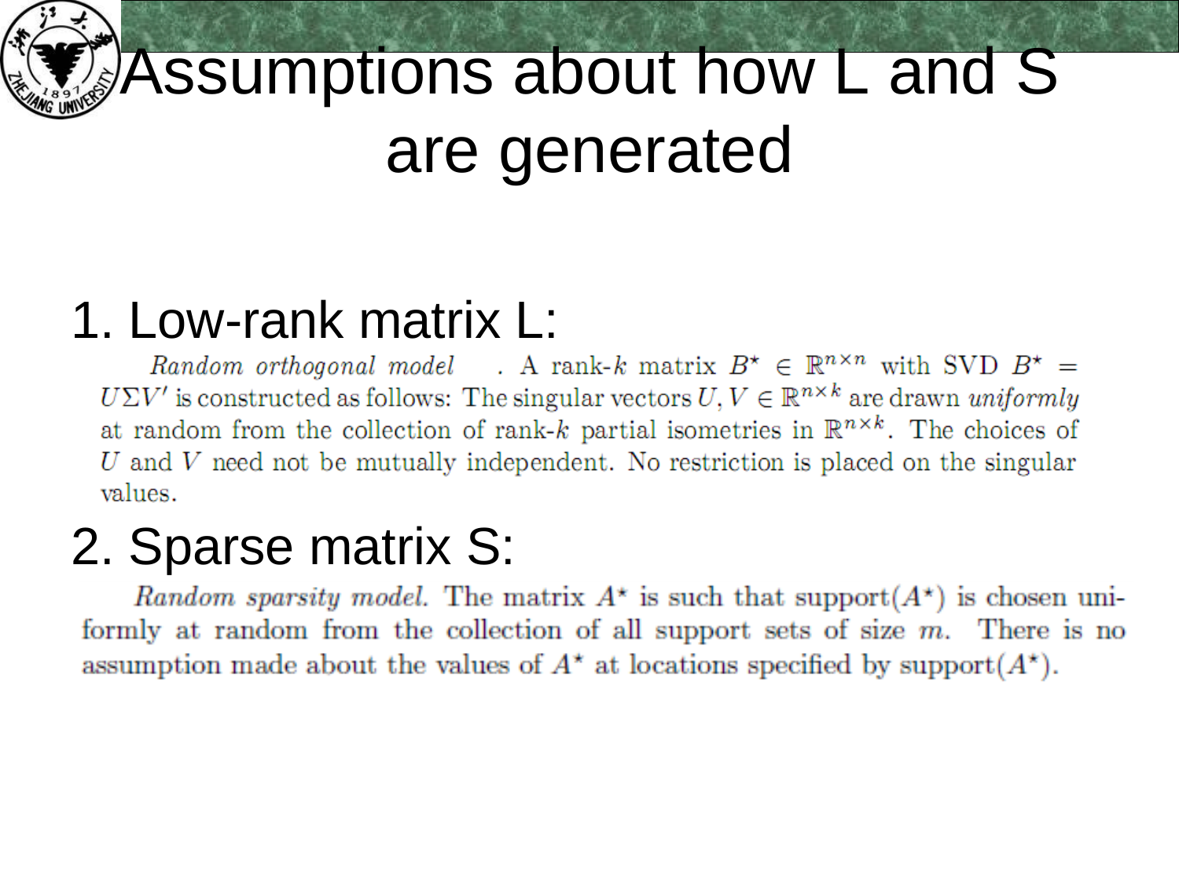# Assumptions about how L and S are generated

1. Low-rank matrix L:

*Random orthogonal model* . A rank-$k$ matrix $B^\star \in \mathbb{R}^{n \times n}$ with SVD $B^\star = U\Sigma V'$ is constructed as follows: The singular vectors $U, V \in \mathbb{R}^{n \times k}$ are drawn *uniformly* at random from the collection of rank-$k$ partial isometries in $\mathbb{R}^{n \times k}$. The choices of $U$ and $V$ need not be mutually independent. No restriction is placed on the singular values.

2. Sparse matrix S:

*Random sparsity model.* The matrix $A^\star$ is such that support($A^\star$) is chosen uniformly at random from the collection of all support sets of size $m$. There is no assumption made about the values of $A^\star$ at locations specified by support($A^\star$).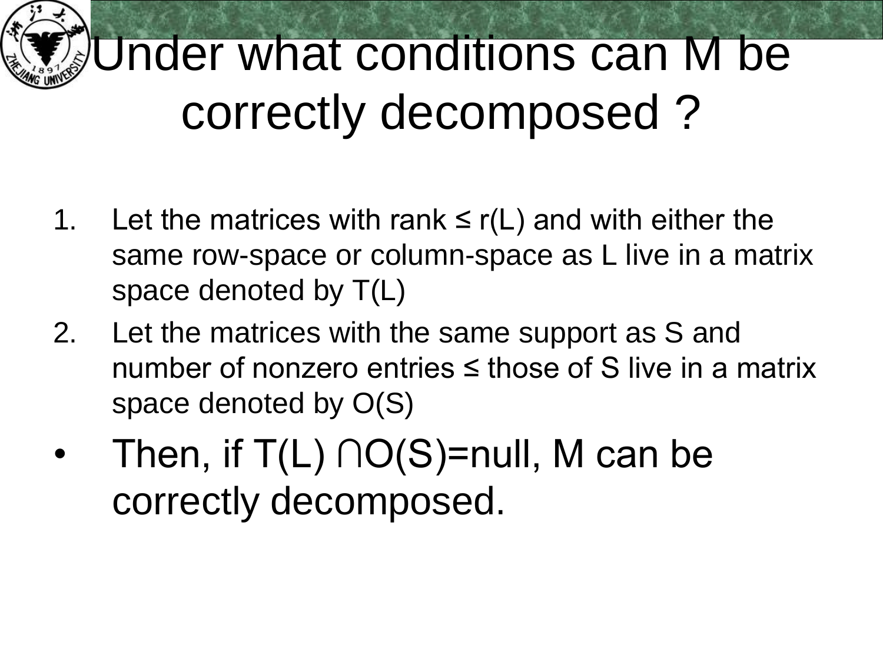# Under what conditions can M be correctly decomposed ?

1. Let the matrices with rank ≤ r(L) and with either the same row-space or column-space as L live in a matrix space denoted by T(L)
2. Let the matrices with the same support as S and number of nonzero entries ≤ those of S live in a matrix space denoted by O(S)

- Then, if $T(L) \cap O(S)$=null, M can be correctly decomposed.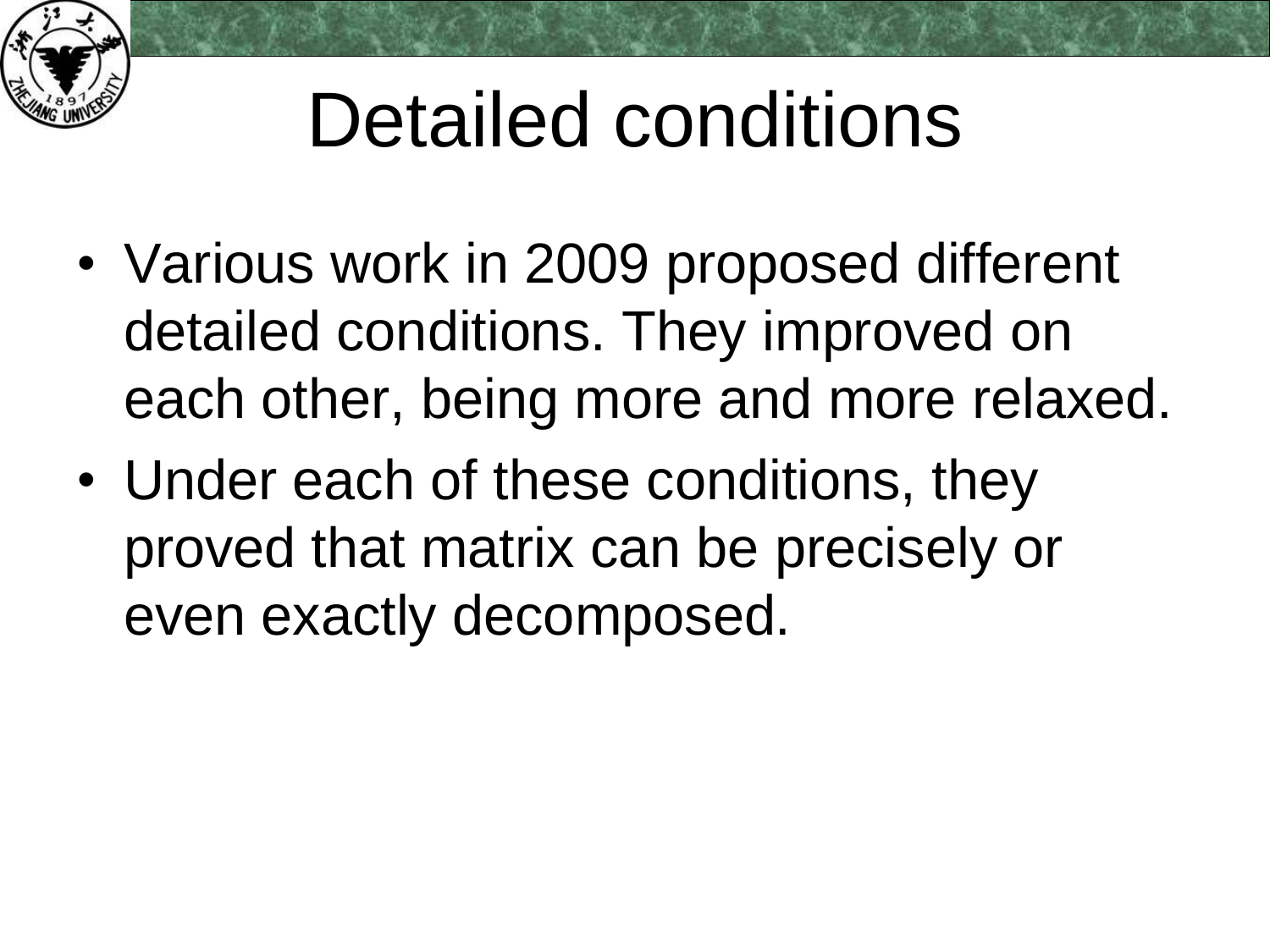# Detailed conditions

- Various work in 2009 proposed different detailed conditions. They improved on each other, being more and more relaxed.
- Under each of these conditions, they proved that matrix can be precisely or even exactly decomposed.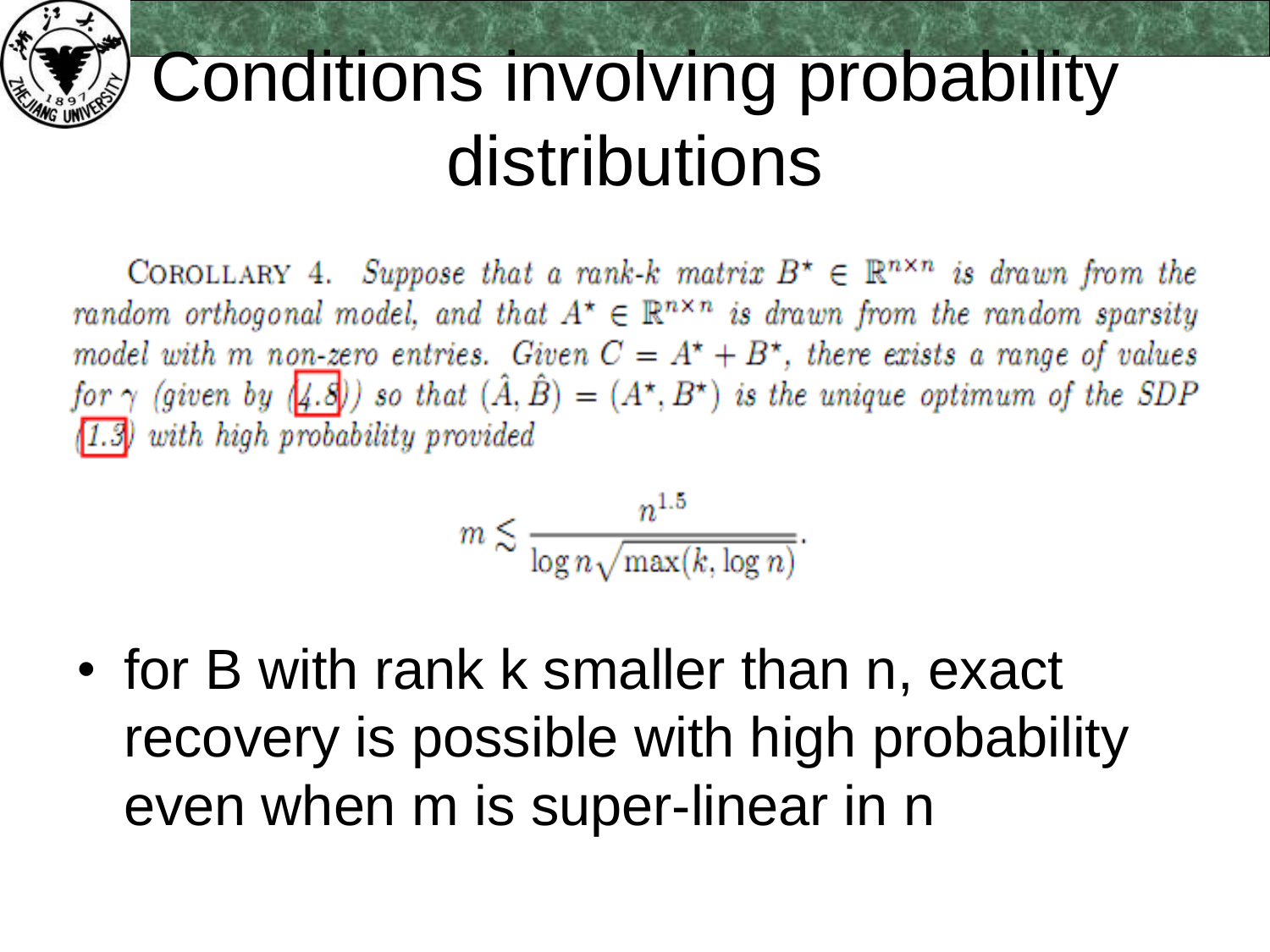# Conditions involving probability distributions

COROLLARY 4. *Suppose that a rank-$k$ matrix $B^\star \in \mathbb{R}^{n\times n}$ is drawn from the random orthogonal model, and that $A^\star \in \mathbb{R}^{n\times n}$ is drawn from the random sparsity model with $m$ non-zero entries. Given $C = A^\star + B^\star$, there exists a range of values for $\gamma$ (given by (4.8)) so that $(\hat{A}, \hat{B}) = (A^\star, B^\star)$ is the unique optimum of the SDP (1.3) with high probability provided*

$$m \lesssim \frac{n^{1.5}}{\log n \sqrt{\max(k, \log n)}}.$$

- for B with rank k smaller than n, exact recovery is possible with high probability even when m is super-linear in n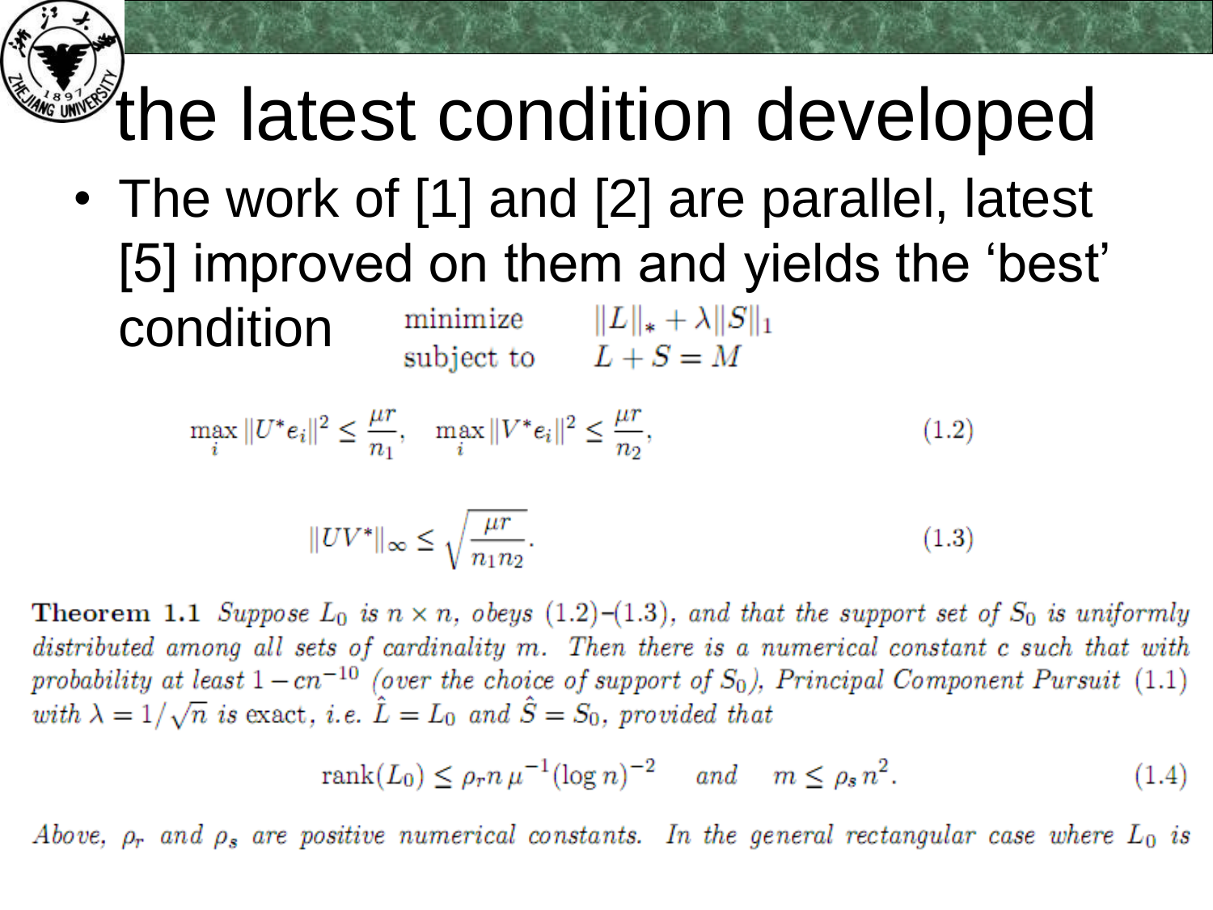# the latest condition developed

- The work of [1] and [2] are parallel, latest [5] improved on them and yields the 'best' condition

$$
\begin{array}{ll}
\text{minimize} & \|L\|_* + \lambda \|S\|_1 \\
\text{subject to} & L + S = M
\end{array}
$$

$$
\max_i \|U^* e_i\|^2 \leq \frac{\mu r}{n_1}, \quad \max_i \|V^* e_i\|^2 \leq \frac{\mu r}{n_2}, \tag{1.2}
$$

$$
\|UV^*\|_\infty \leq \sqrt{\frac{\mu r}{n_1 n_2}}. \tag{1.3}
$$

**Theorem 1.1** *Suppose $L_0$ is $n \times n$, obeys (1.2)–(1.3), and that the support set of $S_0$ is uniformly distributed among all sets of cardinality $m$. Then there is a numerical constant $c$ such that with probability at least $1 - cn^{-10}$ (over the choice of support of $S_0$), Principal Component Pursuit (1.1) with $\lambda = 1/\sqrt{n}$ is* exact, *i.e. $\hat{L} = L_0$ and $\hat{S} = S_0$, provided that*

$$
\operatorname{rank}(L_0) \leq \rho_r n \, \mu^{-1} (\log n)^{-2} \quad \text{and} \quad m \leq \rho_s n^2. \tag{1.4}
$$

*Above, $\rho_r$ and $\rho_s$ are positive numerical constants. In the general rectangular case where $L_0$ is*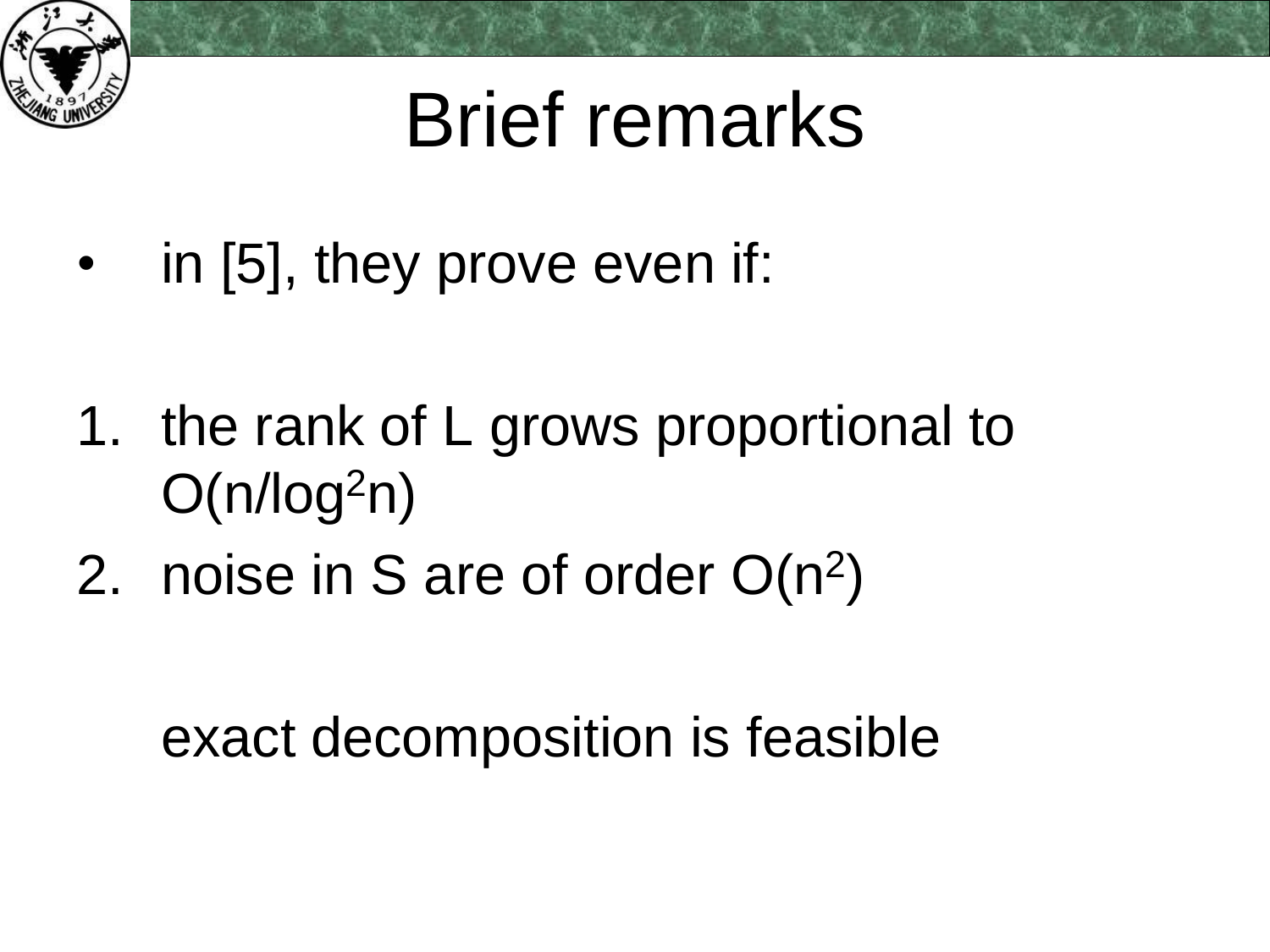# Brief remarks

- in [5], they prove even if:

1. the rank of L grows proportional to $O(n/\log^2 n)$
2. noise in S are of order $O(n^2)$

exact decomposition is feasible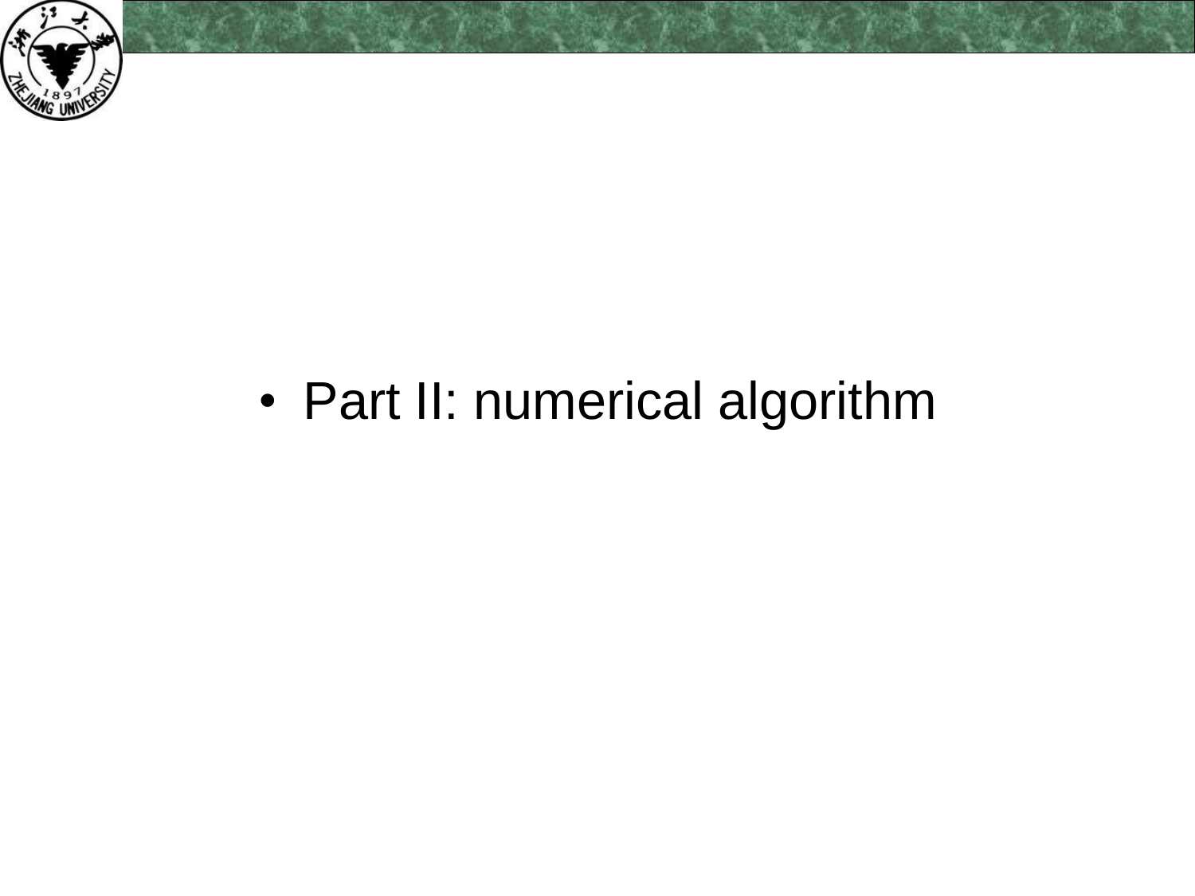- Part II: numerical algorithm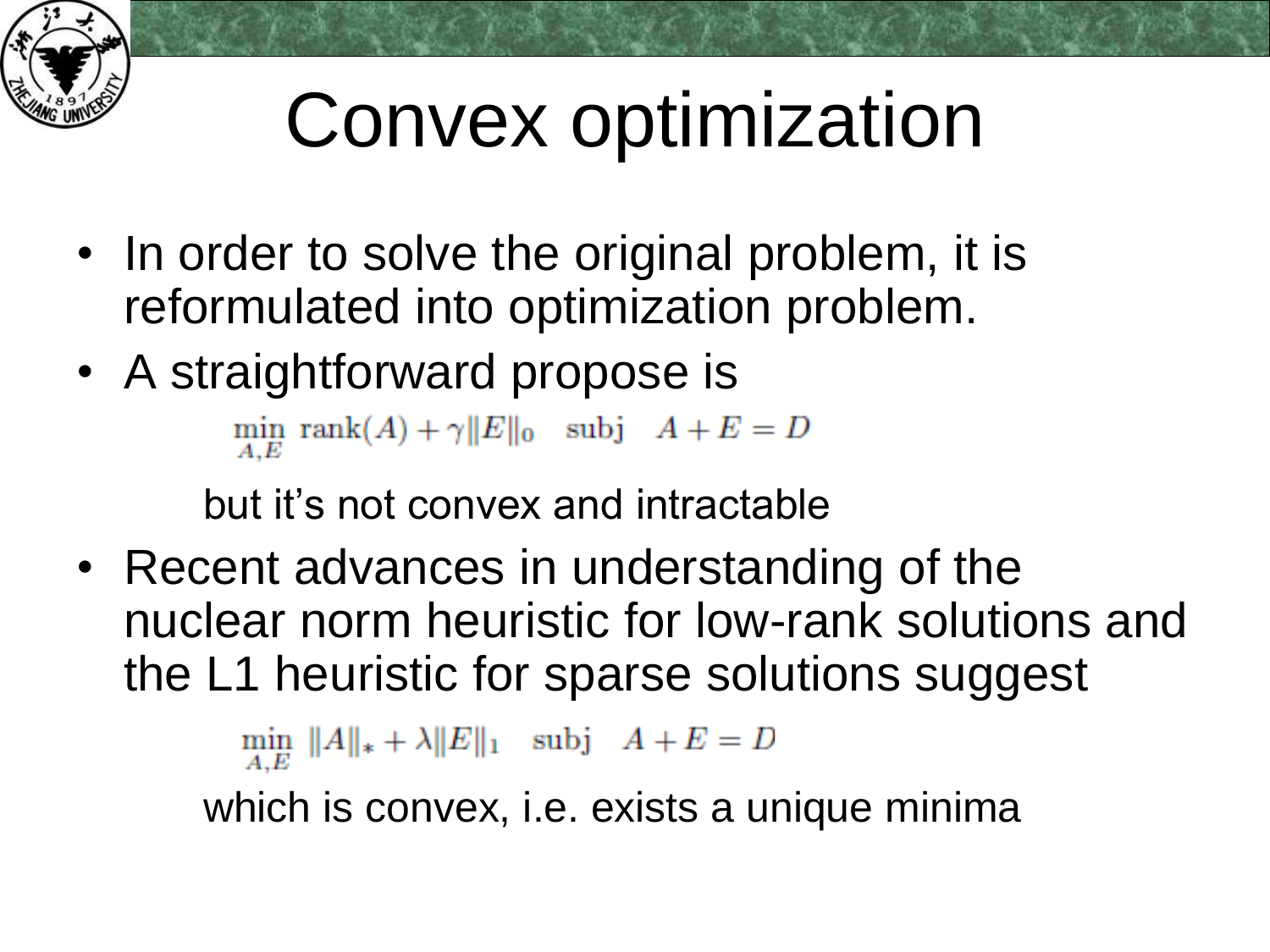# Convex optimization

- In order to solve the original problem, it is reformulated into optimization problem.
- A straightforward propose is

$$\min_{A,E} \ \mathrm{rank}(A) + \gamma \|E\|_0 \quad \mathrm{subj} \quad A + E = D$$

  but it's not convex and intractable

- Recent advances in understanding of the nuclear norm heuristic for low-rank solutions and the L1 heuristic for sparse solutions suggest

$$\min_{A,E} \ \|A\|_* + \lambda \|E\|_1 \quad \mathrm{subj} \quad A + E = D$$

  which is convex, i.e. exists a unique minima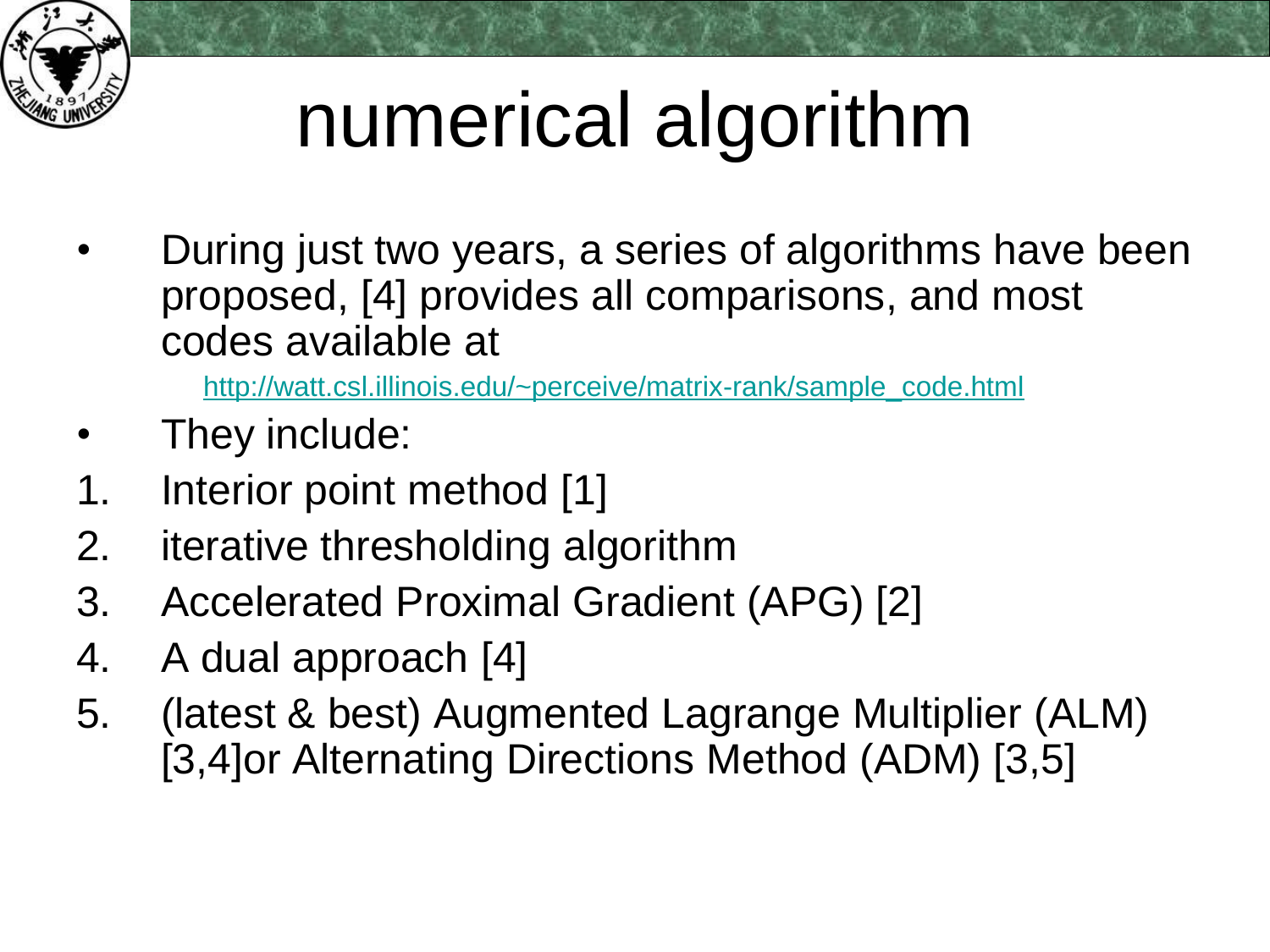# numerical algorithm

- During just two years, a series of algorithms have been proposed, [4] provides all comparisons, and most codes available at

  http://watt.csl.illinois.edu/~perceive/matrix-rank/sample_code.html

- They include:

1. Interior point method [1]
2. iterative thresholding algorithm
3. Accelerated Proximal Gradient (APG) [2]
4. A dual approach [4]
5. (latest & best) Augmented Lagrange Multiplier (ALM) [3,4]or Alternating Directions Method (ADM) [3,5]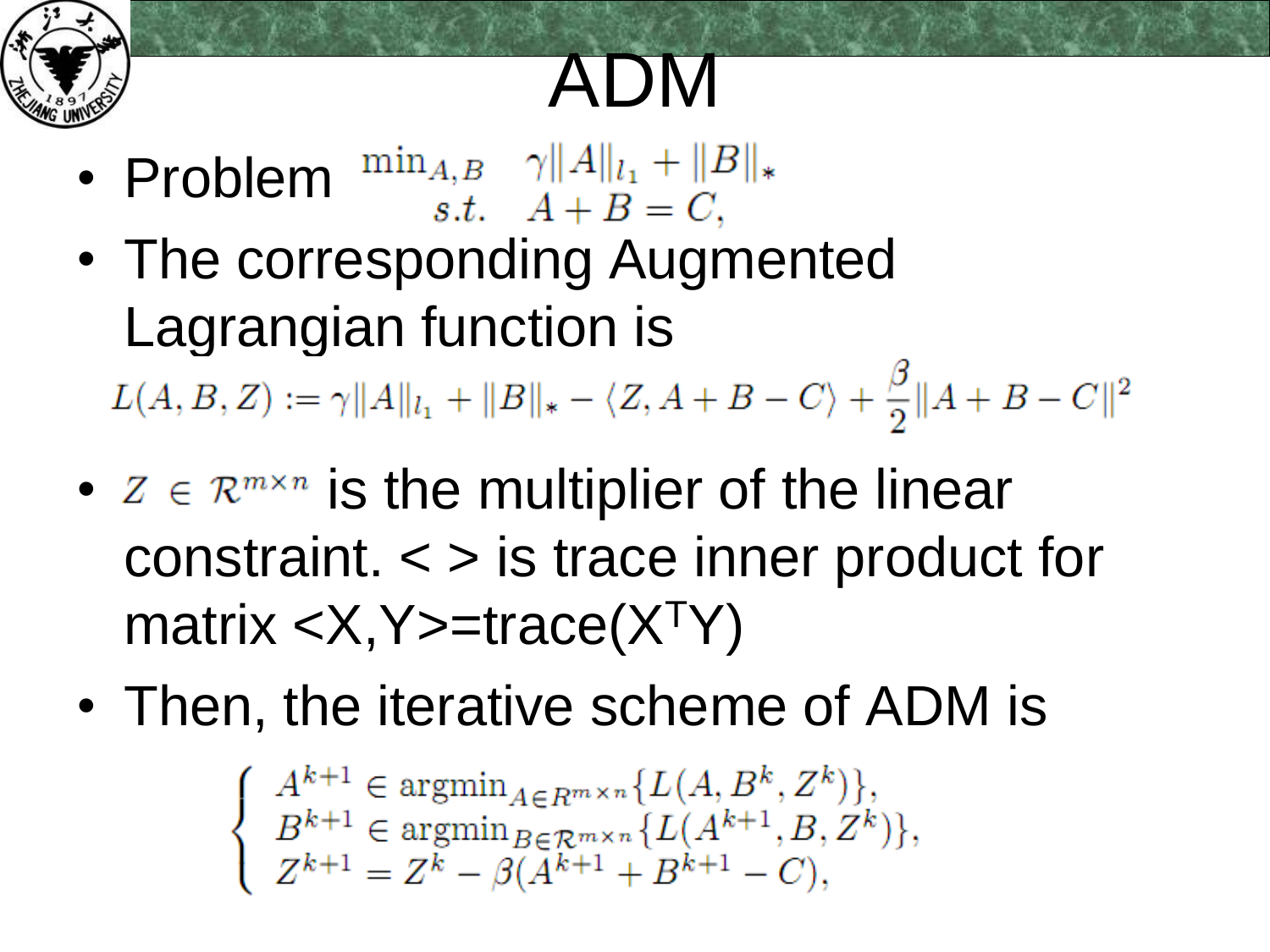# ADM

- Problem $\begin{array}{ll} \min_{A,B} & \gamma\|A\|_{l_1} + \|B\|_* \\ s.t. & A + B = C, \end{array}$
- The corresponding Augmented Lagrangian function is

$$L(A,B,Z) := \gamma\|A\|_{l_1} + \|B\|_* - \langle Z, A+B-C\rangle + \frac{\beta}{2}\|A+B-C\|^2$$

- $Z \in \mathcal{R}^{m\times n}$ is the multiplier of the linear constraint. < > is trace inner product for matrix $\langle X,Y\rangle = \mathrm{trace}(X^T Y)$
- Then, the iterative scheme of ADM is

$$\begin{cases} A^{k+1} \in \operatorname{argmin}_{A\in R^{m\times n}}\{L(A, B^k, Z^k)\}, \\ B^{k+1} \in \operatorname{argmin}_{B\in \mathcal{R}^{m\times n}}\{L(A^{k+1}, B, Z^k)\}, \\ Z^{k+1} = Z^k - \beta(A^{k+1} + B^{k+1} - C), \end{cases}$$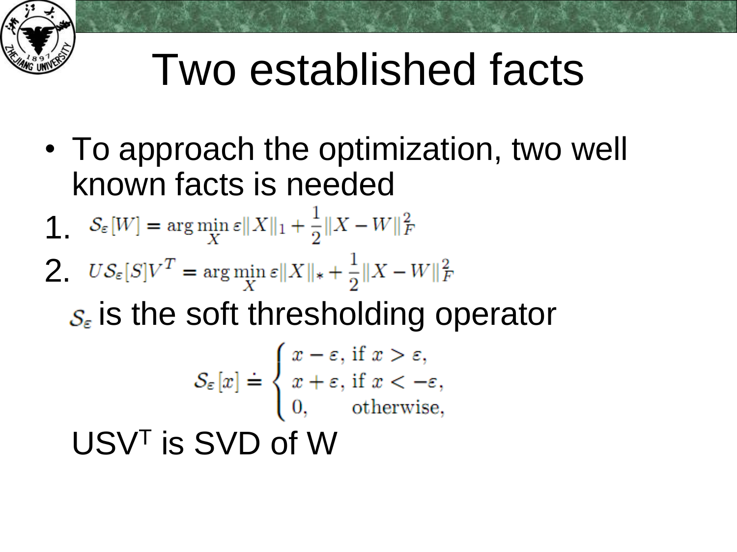# Two established facts

- To approach the optimization, two well known facts is needed

1. $\mathcal{S}_\varepsilon[W] = \arg\min_X \varepsilon \| X \|_1 + \frac{1}{2} \| X - W \|_F^2$
2. $U\mathcal{S}_\varepsilon[S]V^T = \arg\min_X \varepsilon \| X \|_* + \frac{1}{2} \| X - W \|_F^2$

$\mathcal{S}_\varepsilon$ is the soft thresholding operator

$$
\mathcal{S}_\varepsilon[x] \doteq \begin{cases} x - \varepsilon, & \text{if } x > \varepsilon, \\ x + \varepsilon, & \text{if } x < -\varepsilon, \\ 0, & \text{otherwise,} \end{cases}
$$

$USV^T$ is SVD of W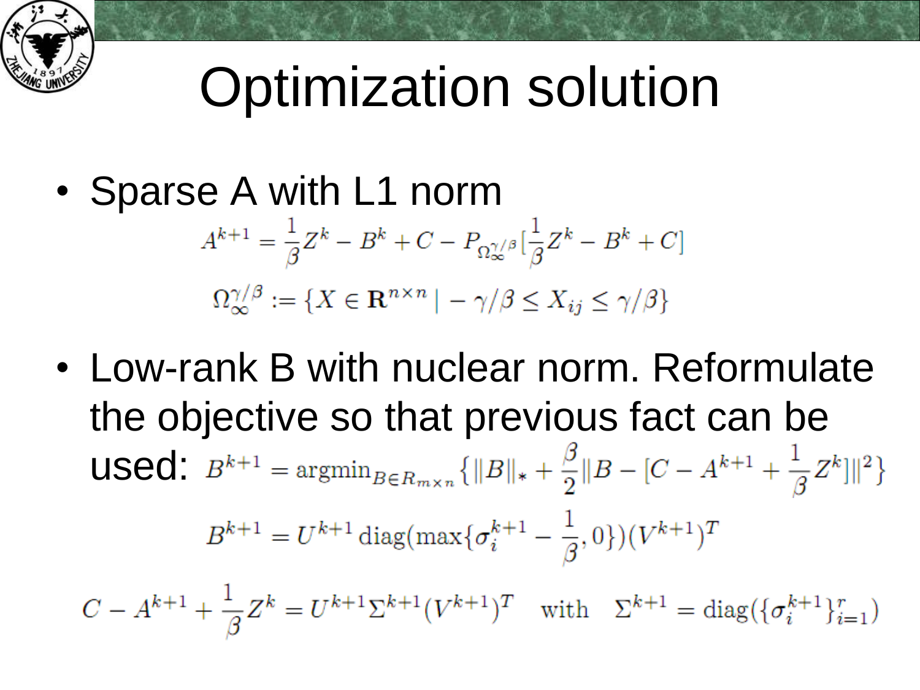# Optimization solution

- Sparse A with L1 norm

$$A^{k+1} = \frac{1}{\beta}Z^k - B^k + C - P_{\Omega_\infty^{\gamma/\beta}}[\frac{1}{\beta}Z^k - B^k + C]$$

$$\Omega_\infty^{\gamma/\beta} := \{X \in \mathbf{R}^{n\times n} \mid -\gamma/\beta \leq X_{ij} \leq \gamma/\beta\}$$

- Low-rank B with nuclear norm. Reformulate the objective so that previous fact can be used: $B^{k+1} = \text{argmin}_{B\in R_{m\times n}}\{\|B\|_* + \frac{\beta}{2}\|B - [C - A^{k+1} + \frac{1}{\beta}Z^k]\|^2\}$

$$B^{k+1} = U^{k+1}\,\text{diag}(\max\{\sigma_i^{k+1} - \frac{1}{\beta}, 0\})(V^{k+1})^T$$

$$C - A^{k+1} + \frac{1}{\beta}Z^k = U^{k+1}\Sigma^{k+1}(V^{k+1})^T \quad \text{with} \quad \Sigma^{k+1} = \text{diag}(\{\sigma_i^{k+1}\}_{i=1}^r)$$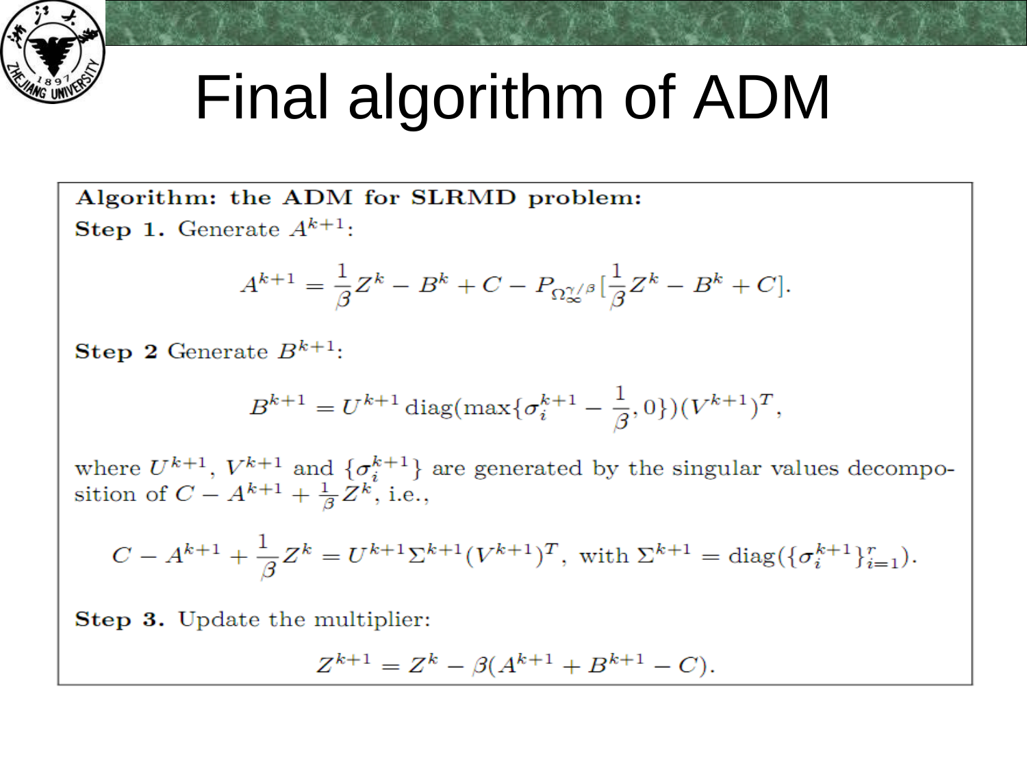# Final algorithm of ADM

**Algorithm: the ADM for SLRMD problem:**

**Step 1.** Generate $A^{k+1}$:

$$A^{k+1} = \frac{1}{\beta}Z^k - B^k + C - P_{\Omega_\infty^{\gamma/\beta}}[\frac{1}{\beta}Z^k - B^k + C].$$

**Step 2** Generate $B^{k+1}$:

$$B^{k+1} = U^{k+1}\operatorname{diag}(\max\{\sigma_i^{k+1} - \frac{1}{\beta}, 0\})(V^{k+1})^T,$$

where $U^{k+1}$, $V^{k+1}$ and $\{\sigma_i^{k+1}\}$ are generated by the singular values decomposition of $C - A^{k+1} + \frac{1}{\beta}Z^k$, i.e.,

$$C - A^{k+1} + \frac{1}{\beta}Z^k = U^{k+1}\Sigma^{k+1}(V^{k+1})^T, \text{ with } \Sigma^{k+1} = \operatorname{diag}(\{\sigma_i^{k+1}\}_{i=1}^r).$$

**Step 3.** Update the multiplier:

$$Z^{k+1} = Z^k - \beta(A^{k+1} + B^{k+1} - C).$$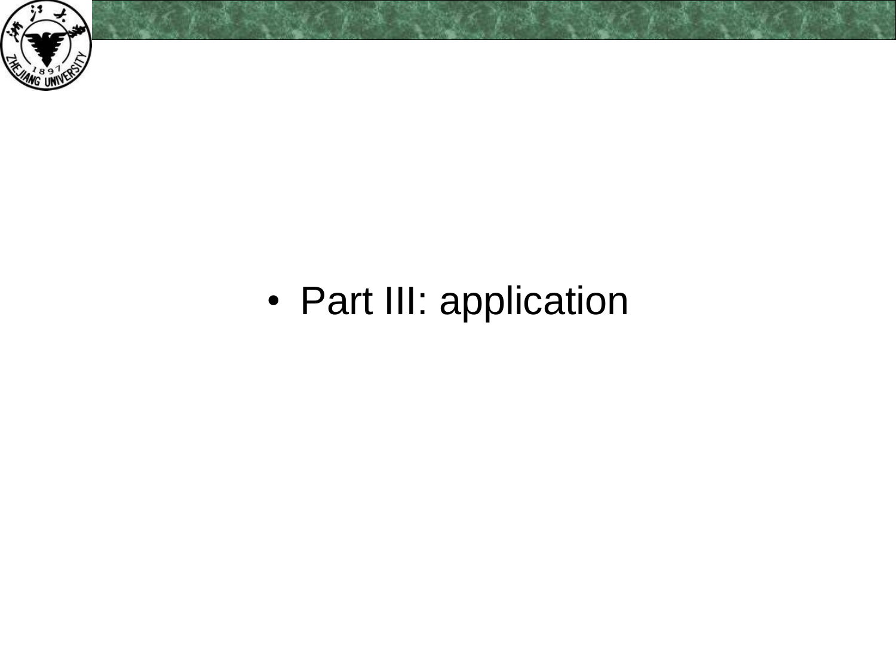- Part III: application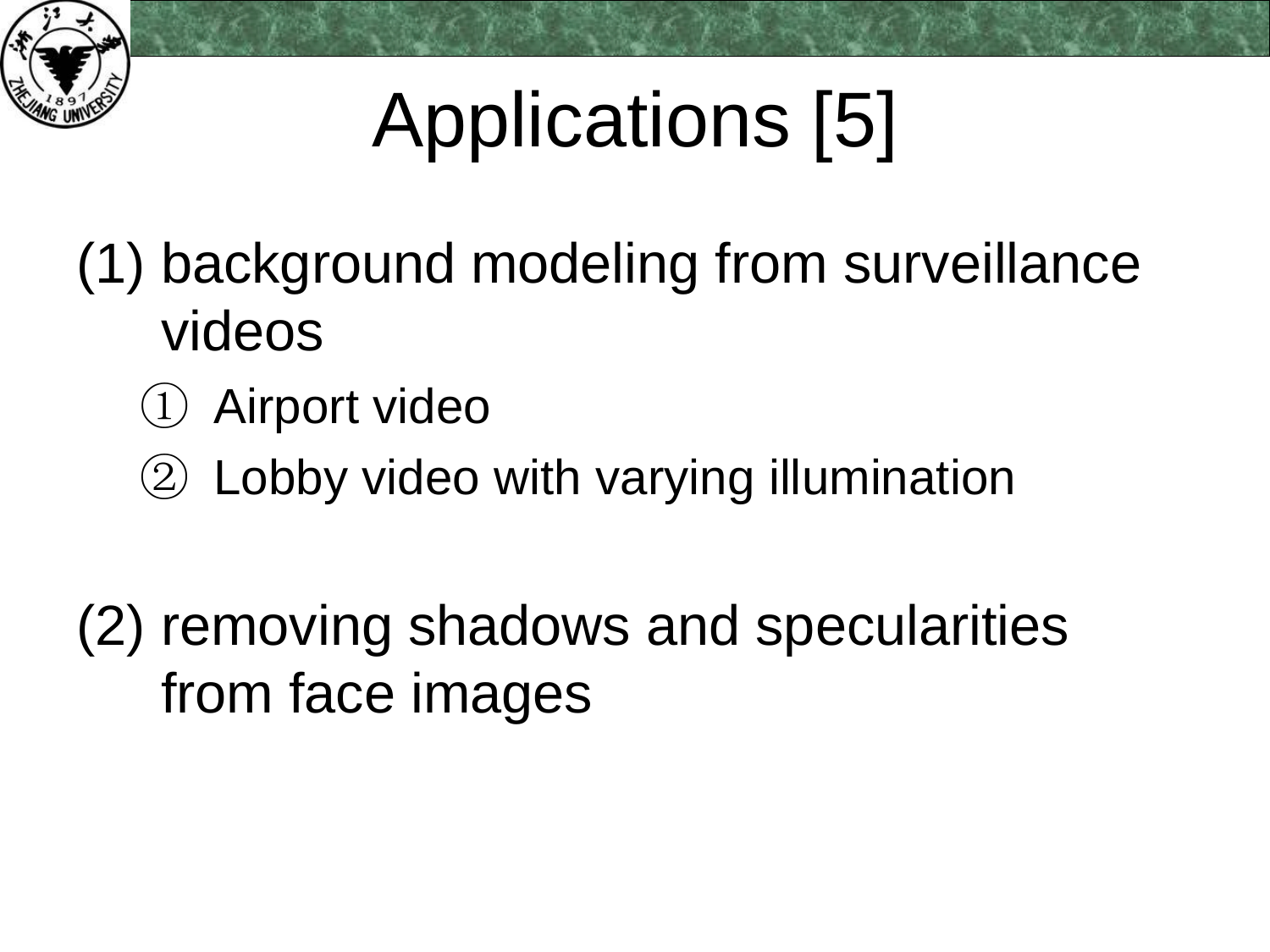# Applications [5]

(1) background modeling from surveillance videos

① Airport video

② Lobby video with varying illumination

(2) removing shadows and specularities from face images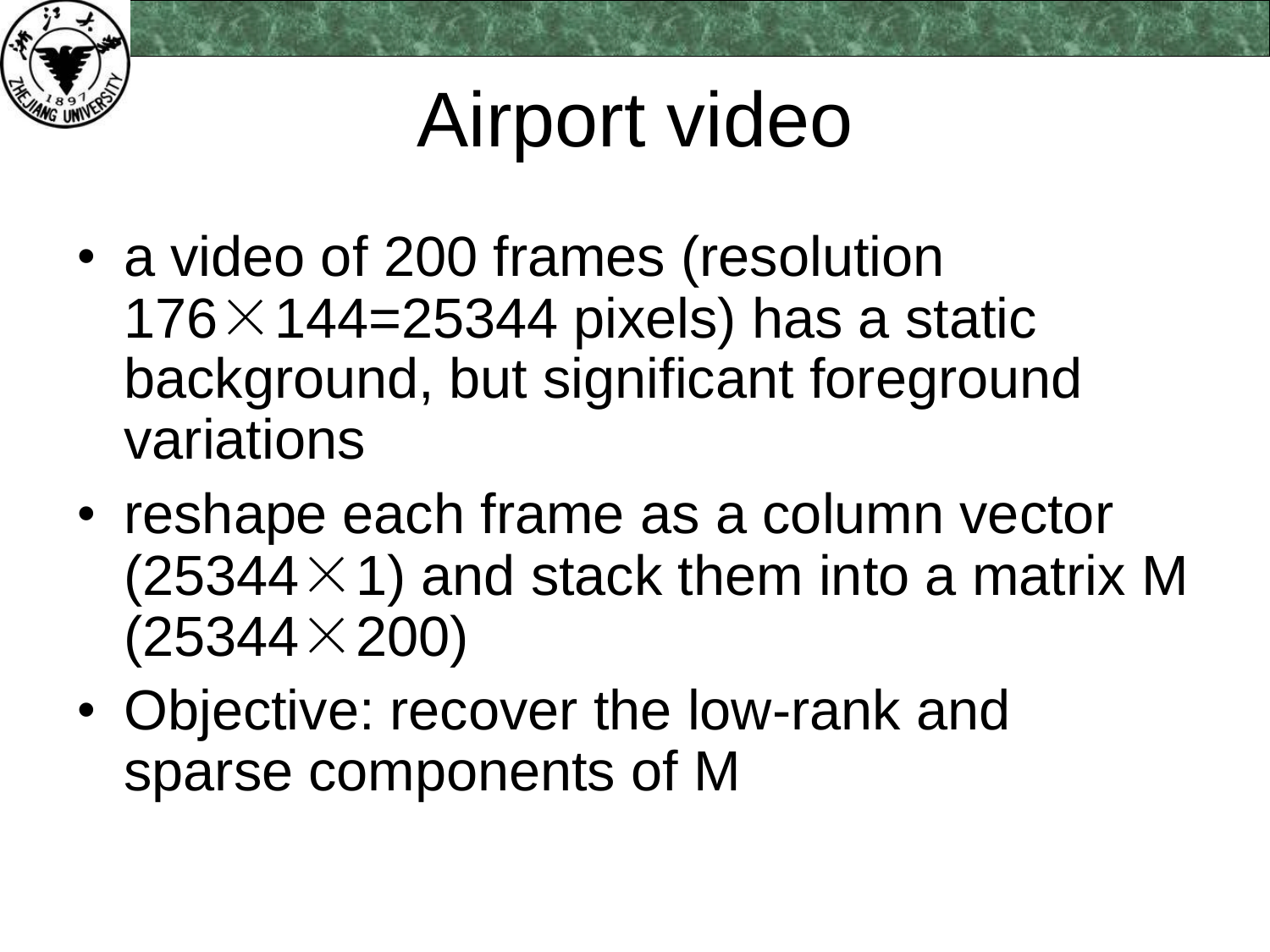# Airport video

- a video of 200 frames (resolution $176 \times 144 = 25344$ pixels) has a static background, but significant foreground variations
- reshape each frame as a column vector ($25344 \times 1$) and stack them into a matrix M ($25344 \times 200$)
- Objective: recover the low-rank and sparse components of M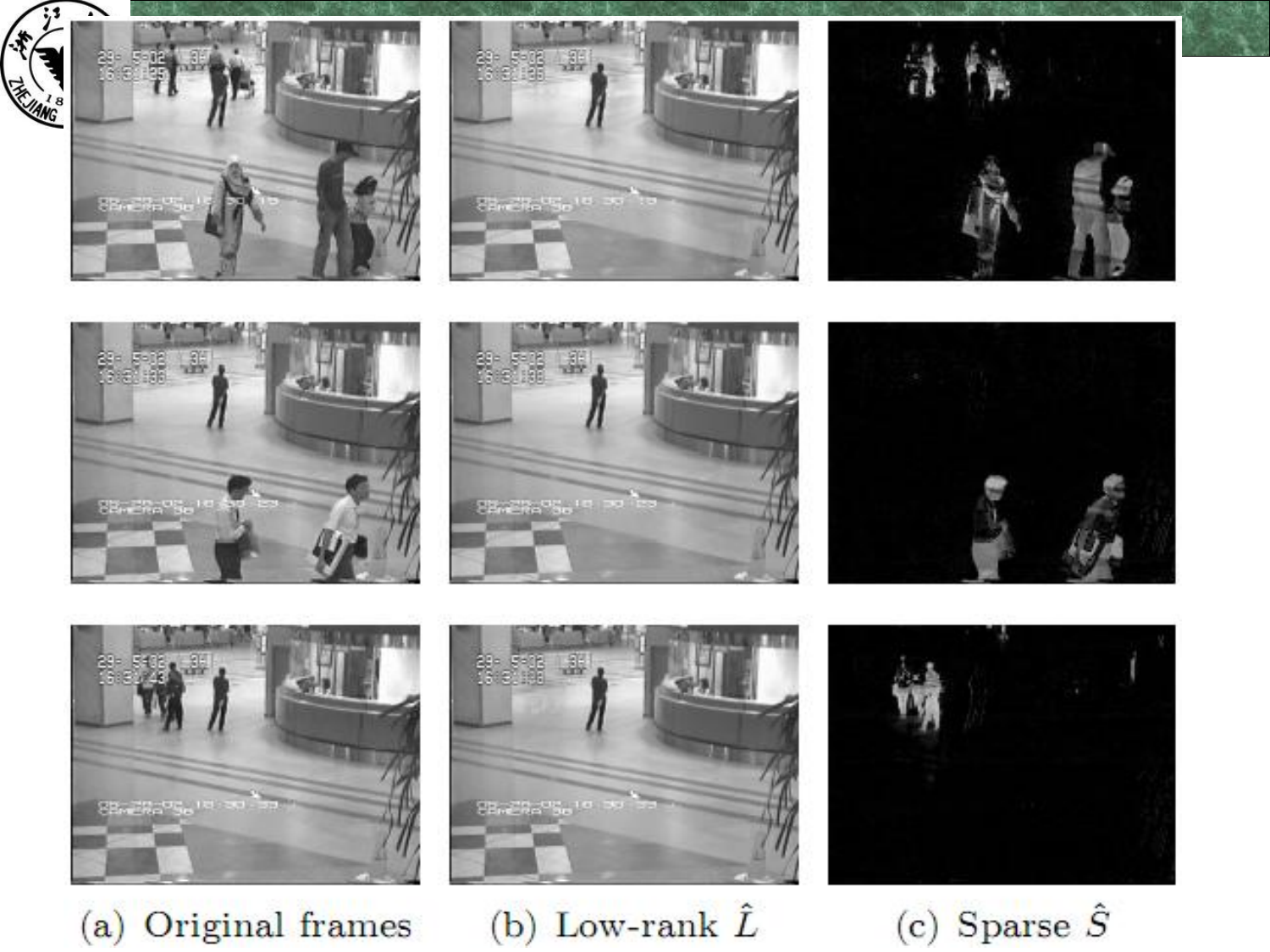(a) Original frames (b) Low-rank $\hat{L}$ (c) Sparse $\hat{S}$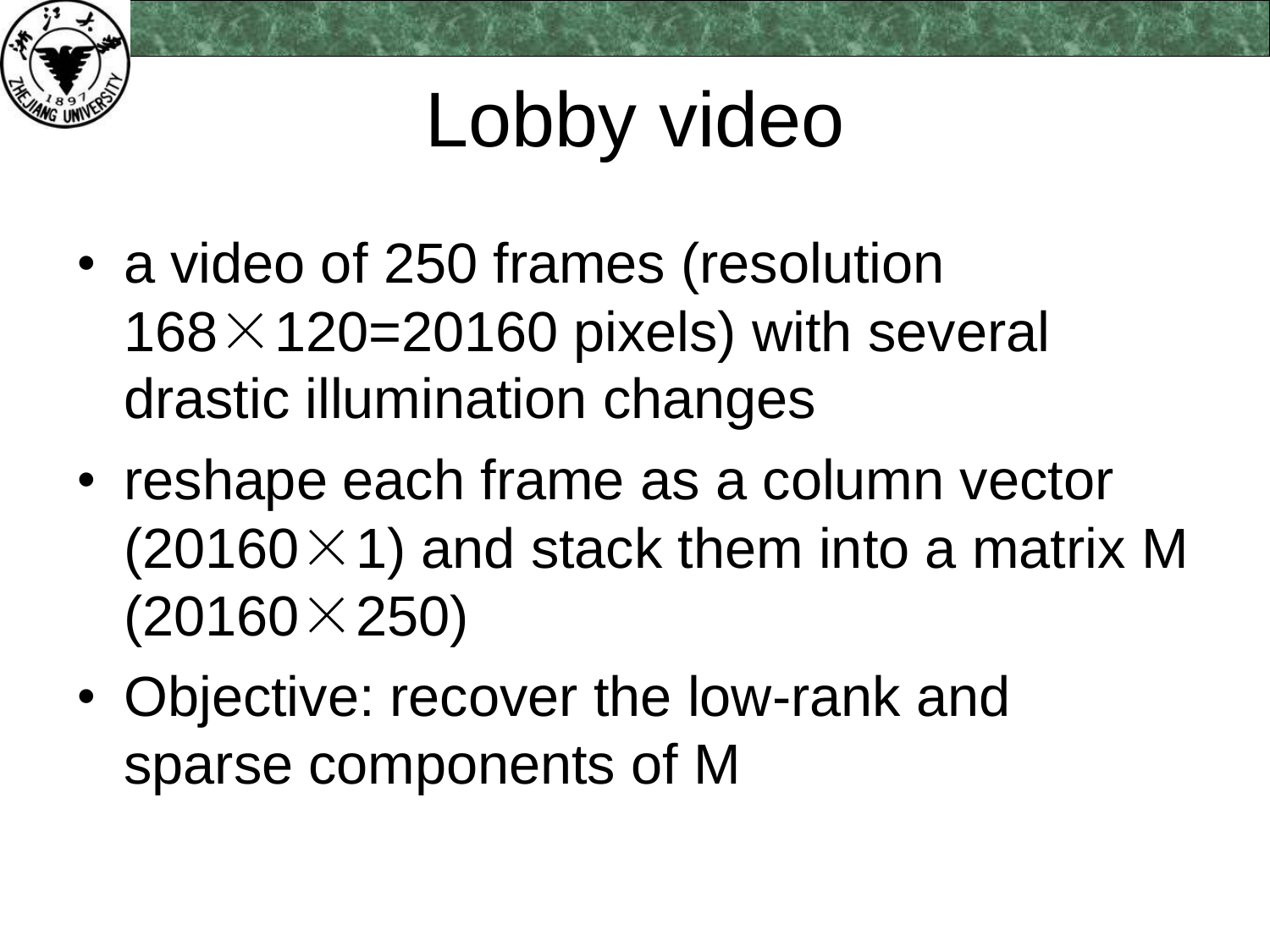# Lobby video

- a video of 250 frames (resolution $168 \times 120 = 20160$ pixels) with several drastic illumination changes
- reshape each frame as a column vector ($20160 \times 1$) and stack them into a matrix M ($20160 \times 250$)
- Objective: recover the low-rank and sparse components of M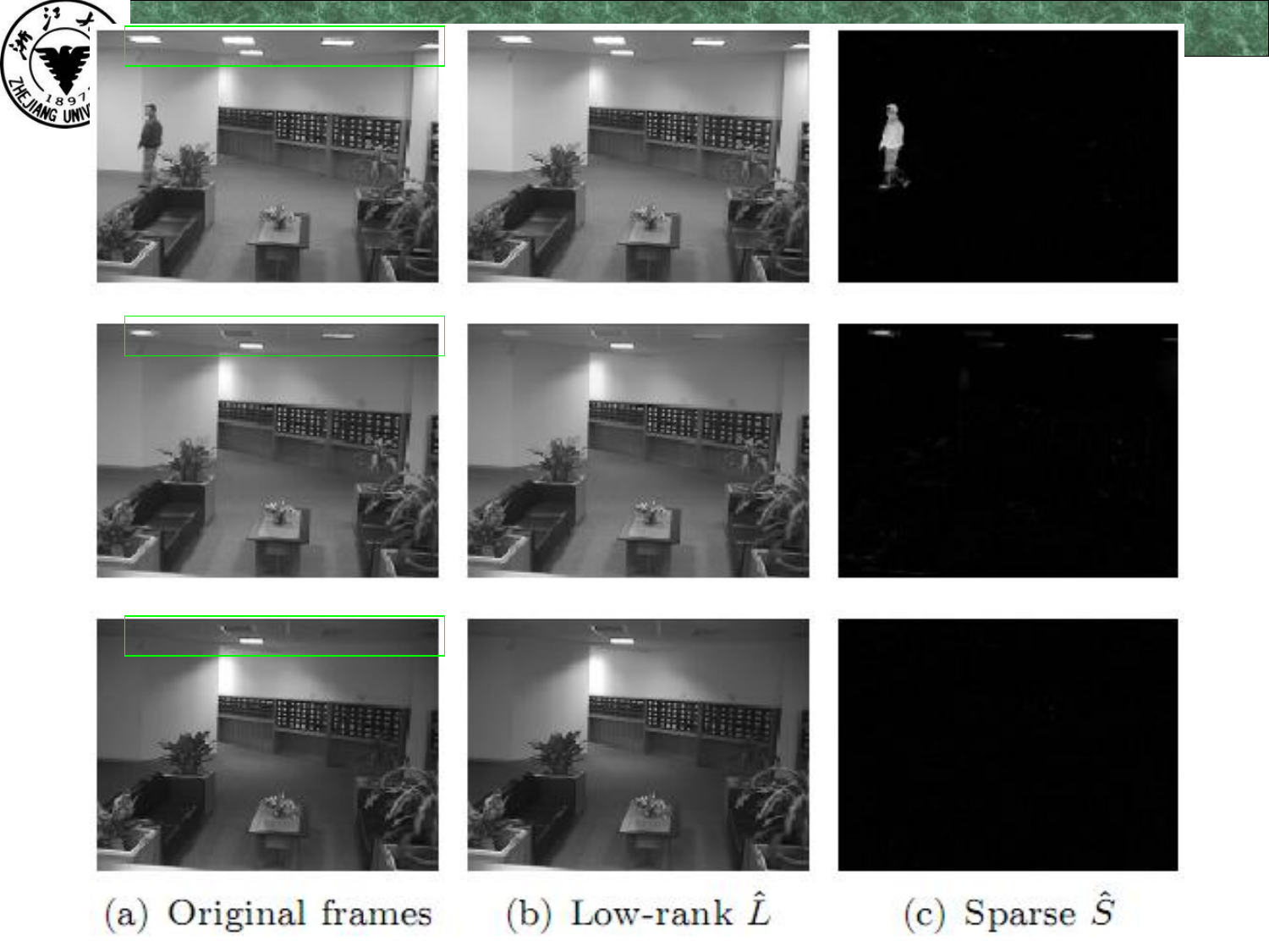(a) Original frames　　(b) Low-rank $\hat{L}$　　(c) Sparse $\hat{S}$